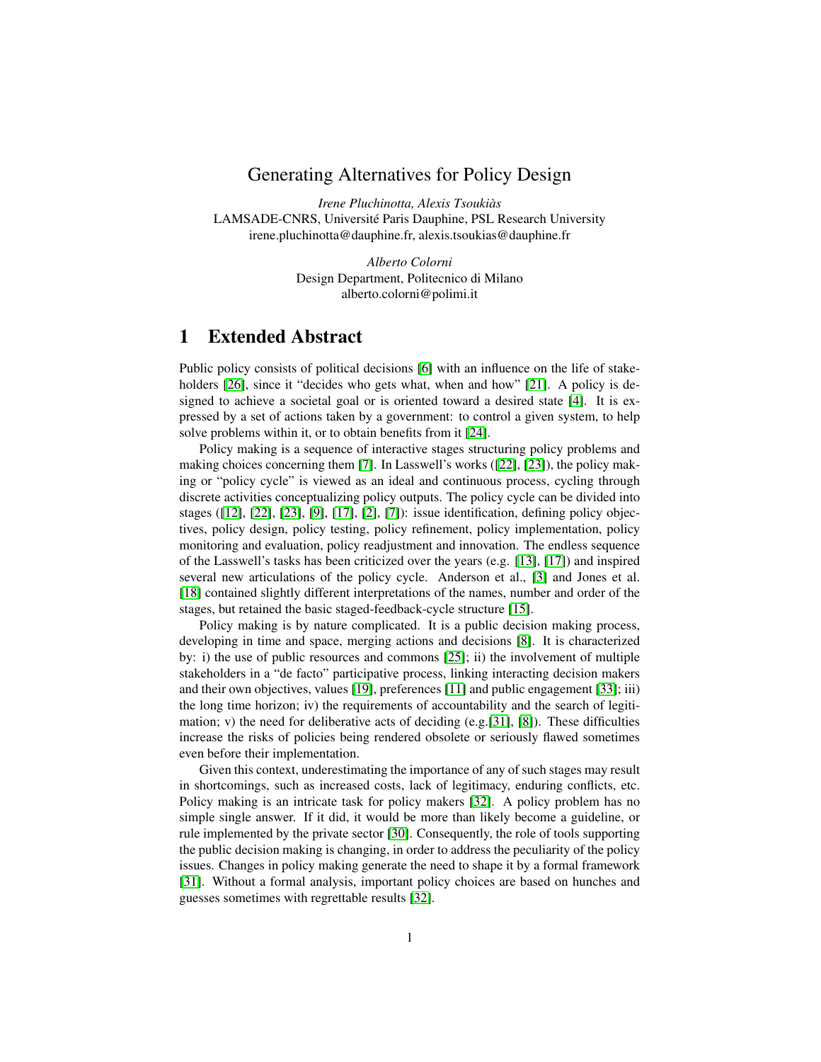# Generating Alternatives for Policy Design

*Irene Pluchinotta, Alexis Tsoukiàs*
LAMSADE-CNRS, Université Paris Dauphine, PSL Research University
irene.pluchinotta@dauphine.fr, alexis.tsoukias@dauphine.fr

*Alberto Colorni*
Design Department, Politecnico di Milano
alberto.colorni@polimi.it

## 1 Extended Abstract

Public policy consists of political decisions [6] with an influence on the life of stakeholders [26], since it "decides who gets what, when and how" [21]. A policy is designed to achieve a societal goal or is oriented toward a desired state [4]. It is expressed by a set of actions taken by a government: to control a given system, to help solve problems within it, or to obtain benefits from it [24].

Policy making is a sequence of interactive stages structuring policy problems and making choices concerning them [7]. In Lasswell's works ([22], [23]), the policy making or "policy cycle" is viewed as an ideal and continuous process, cycling through discrete activities conceptualizing policy outputs. The policy cycle can be divided into stages ([12], [22], [23], [9], [17], [2], [7]): issue identification, defining policy objectives, policy design, policy testing, policy refinement, policy implementation, policy monitoring and evaluation, policy readjustment and innovation. The endless sequence of the Lasswell's tasks has been criticized over the years (e.g. [13], [17]) and inspired several new articulations of the policy cycle. Anderson et al., [3] and Jones et al. [18] contained slightly different interpretations of the names, number and order of the stages, but retained the basic staged-feedback-cycle structure [15].

Policy making is by nature complicated. It is a public decision making process, developing in time and space, merging actions and decisions [8]. It is characterized by: i) the use of public resources and commons [25]; ii) the involvement of multiple stakeholders in a "de facto" participative process, linking interacting decision makers and their own objectives, values [19], preferences [11] and public engagement [33]; iii) the long time horizon; iv) the requirements of accountability and the search of legitimation; v) the need for deliberative acts of deciding (e.g.[31], [8]). These difficulties increase the risks of policies being rendered obsolete or seriously flawed sometimes even before their implementation.

Given this context, underestimating the importance of any of such stages may result in shortcomings, such as increased costs, lack of legitimacy, enduring conflicts, etc. Policy making is an intricate task for policy makers [32]. A policy problem has no simple single answer. If it did, it would be more than likely become a guideline, or rule implemented by the private sector [30]. Consequently, the role of tools supporting the public decision making is changing, in order to address the peculiarity of the policy issues. Changes in policy making generate the need to shape it by a formal framework [31]. Without a formal analysis, important policy choices are based on hunches and guesses sometimes with regrettable results [32].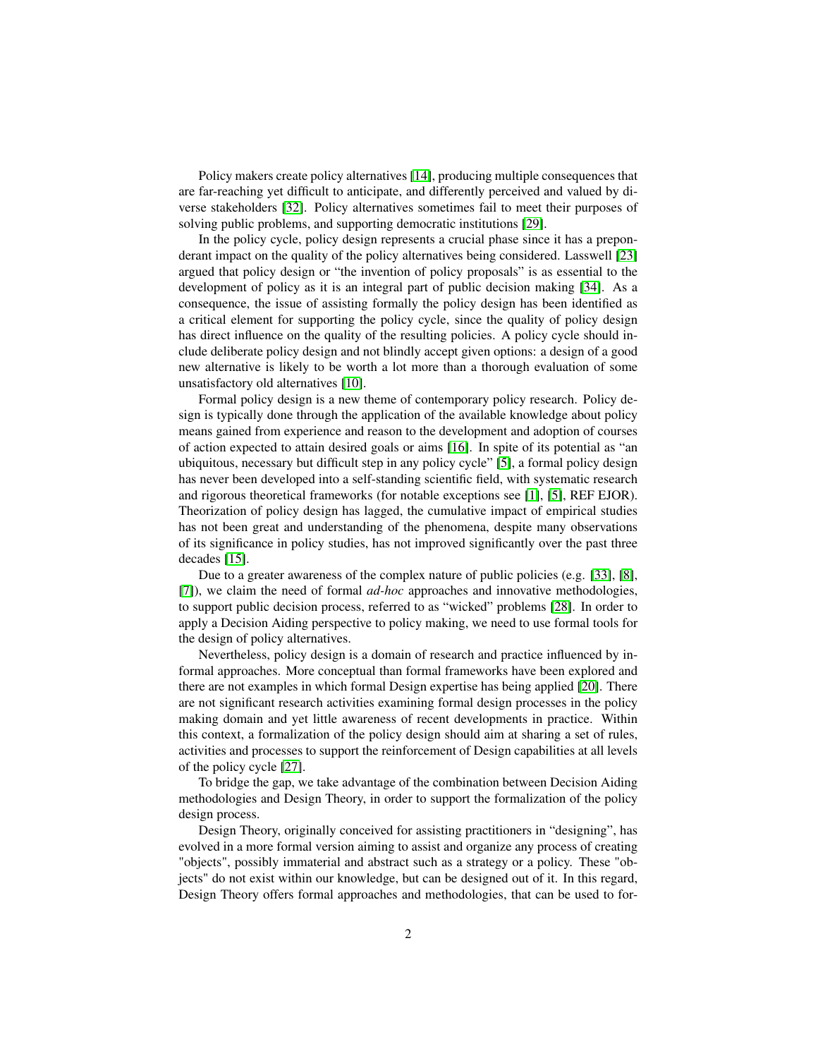Policy makers create policy alternatives [14], producing multiple consequences that are far-reaching yet difficult to anticipate, and differently perceived and valued by diverse stakeholders [32]. Policy alternatives sometimes fail to meet their purposes of solving public problems, and supporting democratic institutions [29].

In the policy cycle, policy design represents a crucial phase since it has a preponderant impact on the quality of the policy alternatives being considered. Lasswell [23] argued that policy design or "the invention of policy proposals" is as essential to the development of policy as it is an integral part of public decision making [34]. As a consequence, the issue of assisting formally the policy design has been identified as a critical element for supporting the policy cycle, since the quality of policy design has direct influence on the quality of the resulting policies. A policy cycle should include deliberate policy design and not blindly accept given options: a design of a good new alternative is likely to be worth a lot more than a thorough evaluation of some unsatisfactory old alternatives [10].

Formal policy design is a new theme of contemporary policy research. Policy design is typically done through the application of the available knowledge about policy means gained from experience and reason to the development and adoption of courses of action expected to attain desired goals or aims [16]. In spite of its potential as "an ubiquitous, necessary but difficult step in any policy cycle" [5], a formal policy design has never been developed into a self-standing scientific field, with systematic research and rigorous theoretical frameworks (for notable exceptions see [1], [5], REF EJOR). Theorization of policy design has lagged, the cumulative impact of empirical studies has not been great and understanding of the phenomena, despite many observations of its significance in policy studies, has not improved significantly over the past three decades [15].

Due to a greater awareness of the complex nature of public policies (e.g. [33], [8], [7]), we claim the need of formal *ad-hoc* approaches and innovative methodologies, to support public decision process, referred to as "wicked" problems [28]. In order to apply a Decision Aiding perspective to policy making, we need to use formal tools for the design of policy alternatives.

Nevertheless, policy design is a domain of research and practice influenced by informal approaches. More conceptual than formal frameworks have been explored and there are not examples in which formal Design expertise has being applied [20]. There are not significant research activities examining formal design processes in the policy making domain and yet little awareness of recent developments in practice. Within this context, a formalization of the policy design should aim at sharing a set of rules, activities and processes to support the reinforcement of Design capabilities at all levels of the policy cycle [27].

To bridge the gap, we take advantage of the combination between Decision Aiding methodologies and Design Theory, in order to support the formalization of the policy design process.

Design Theory, originally conceived for assisting practitioners in "designing", has evolved in a more formal version aiming to assist and organize any process of creating "objects", possibly immaterial and abstract such as a strategy or a policy. These "objects" do not exist within our knowledge, but can be designed out of it. In this regard, Design Theory offers formal approaches and methodologies, that can be used to for-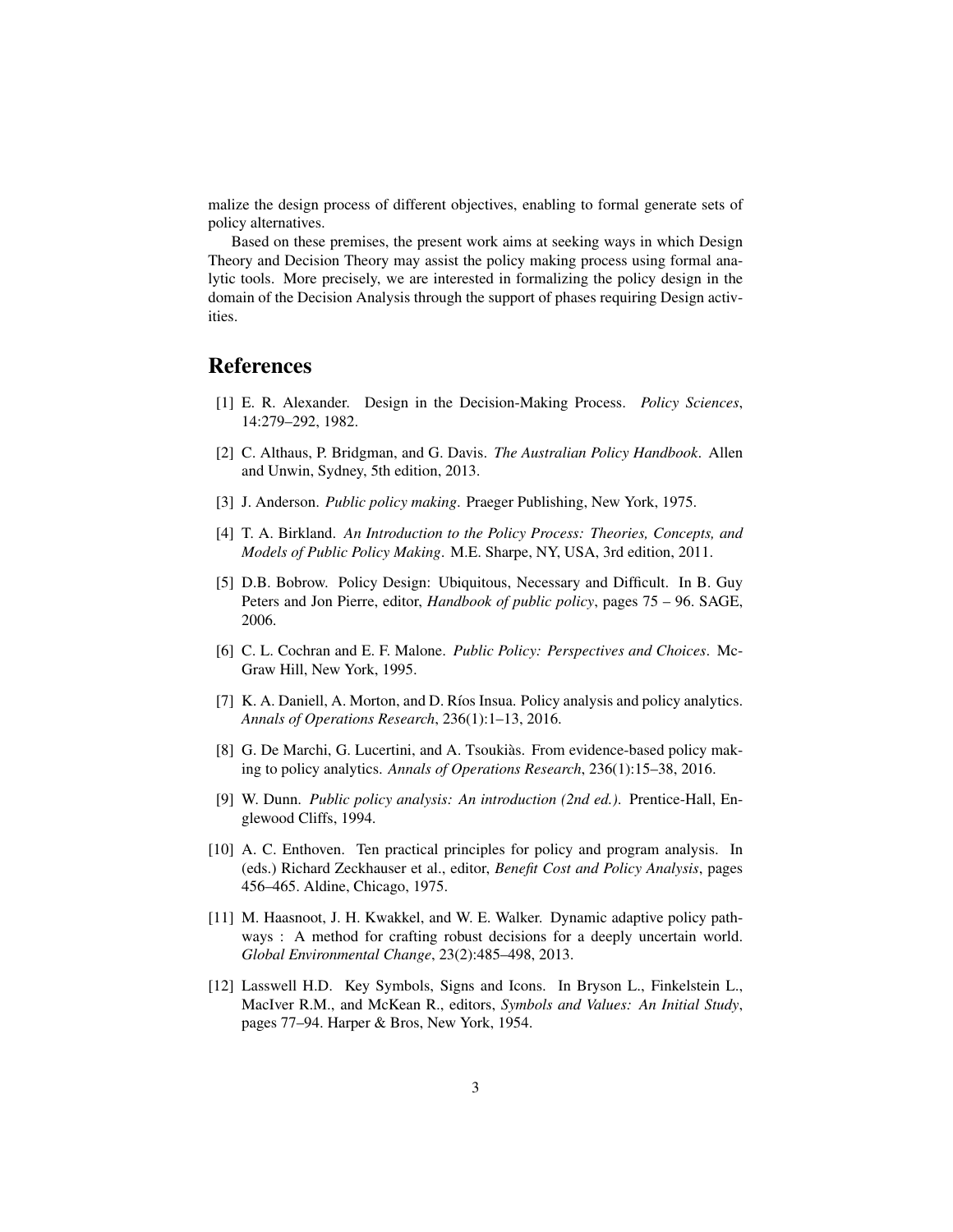malize the design process of different objectives, enabling to formal generate sets of policy alternatives.

Based on these premises, the present work aims at seeking ways in which Design Theory and Decision Theory may assist the policy making process using formal analytic tools. More precisely, we are interested in formalizing the policy design in the domain of the Decision Analysis through the support of phases requiring Design activities.

## References

[1] E. R. Alexander. Design in the Decision-Making Process. *Policy Sciences*, 14:279–292, 1982.

[2] C. Althaus, P. Bridgman, and G. Davis. *The Australian Policy Handbook*. Allen and Unwin, Sydney, 5th edition, 2013.

[3] J. Anderson. *Public policy making*. Praeger Publishing, New York, 1975.

[4] T. A. Birkland. *An Introduction to the Policy Process: Theories, Concepts, and Models of Public Policy Making*. M.E. Sharpe, NY, USA, 3rd edition, 2011.

[5] D.B. Bobrow. Policy Design: Ubiquitous, Necessary and Difficult. In B. Guy Peters and Jon Pierre, editor, *Handbook of public policy*, pages 75 – 96. SAGE, 2006.

[6] C. L. Cochran and E. F. Malone. *Public Policy: Perspectives and Choices*. McGraw Hill, New York, 1995.

[7] K. A. Daniell, A. Morton, and D. Ríos Insua. Policy analysis and policy analytics. *Annals of Operations Research*, 236(1):1–13, 2016.

[8] G. De Marchi, G. Lucertini, and A. Tsoukiàs. From evidence-based policy making to policy analytics. *Annals of Operations Research*, 236(1):15–38, 2016.

[9] W. Dunn. *Public policy analysis: An introduction (2nd ed.)*. Prentice-Hall, Englewood Cliffs, 1994.

[10] A. C. Enthoven. Ten practical principles for policy and program analysis. In (eds.) Richard Zeckhauser et al., editor, *Benefit Cost and Policy Analysis*, pages 456–465. Aldine, Chicago, 1975.

[11] M. Haasnoot, J. H. Kwakkel, and W. E. Walker. Dynamic adaptive policy pathways : A method for crafting robust decisions for a deeply uncertain world. *Global Environmental Change*, 23(2):485–498, 2013.

[12] Lasswell H.D. Key Symbols, Signs and Icons. In Bryson L., Finkelstein L., MacIver R.M., and McKean R., editors, *Symbols and Values: An Initial Study*, pages 77–94. Harper & Bros, New York, 1954.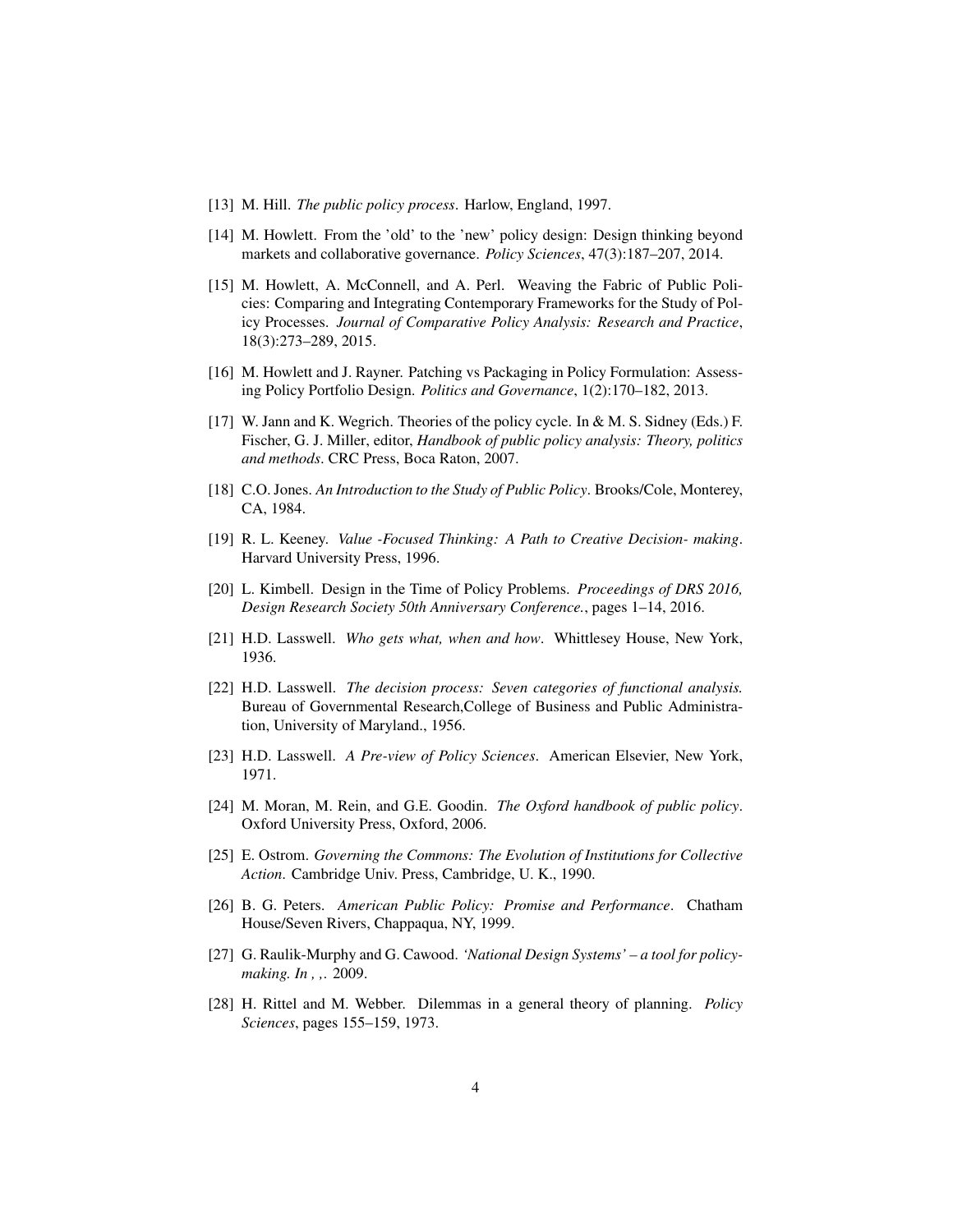[13] M. Hill. *The public policy process*. Harlow, England, 1997.

[14] M. Howlett. From the 'old' to the 'new' policy design: Design thinking beyond markets and collaborative governance. *Policy Sciences*, 47(3):187–207, 2014.

[15] M. Howlett, A. McConnell, and A. Perl. Weaving the Fabric of Public Policies: Comparing and Integrating Contemporary Frameworks for the Study of Policy Processes. *Journal of Comparative Policy Analysis: Research and Practice*, 18(3):273–289, 2015.

[16] M. Howlett and J. Rayner. Patching vs Packaging in Policy Formulation: Assessing Policy Portfolio Design. *Politics and Governance*, 1(2):170–182, 2013.

[17] W. Jann and K. Wegrich. Theories of the policy cycle. In & M. S. Sidney (Eds.) F. Fischer, G. J. Miller, editor, *Handbook of public policy analysis: Theory, politics and methods*. CRC Press, Boca Raton, 2007.

[18] C.O. Jones. *An Introduction to the Study of Public Policy*. Brooks/Cole, Monterey, CA, 1984.

[19] R. L. Keeney. *Value -Focused Thinking: A Path to Creative Decision- making*. Harvard University Press, 1996.

[20] L. Kimbell. Design in the Time of Policy Problems. *Proceedings of DRS 2016, Design Research Society 50th Anniversary Conference.*, pages 1–14, 2016.

[21] H.D. Lasswell. *Who gets what, when and how*. Whittlesey House, New York, 1936.

[22] H.D. Lasswell. *The decision process: Seven categories of functional analysis.* Bureau of Governmental Research,College of Business and Public Administration, University of Maryland., 1956.

[23] H.D. Lasswell. *A Pre-view of Policy Sciences*. American Elsevier, New York, 1971.

[24] M. Moran, M. Rein, and G.E. Goodin. *The Oxford handbook of public policy*. Oxford University Press, Oxford, 2006.

[25] E. Ostrom. *Governing the Commons: The Evolution of Institutions for Collective Action*. Cambridge Univ. Press, Cambridge, U. K., 1990.

[26] B. G. Peters. *American Public Policy: Promise and Performance*. Chatham House/Seven Rivers, Chappaqua, NY, 1999.

[27] G. Raulik-Murphy and G. Cawood. *'National Design Systems' – a tool for policy-making. In , ,.* 2009.

[28] H. Rittel and M. Webber. Dilemmas in a general theory of planning. *Policy Sciences*, pages 155–159, 1973.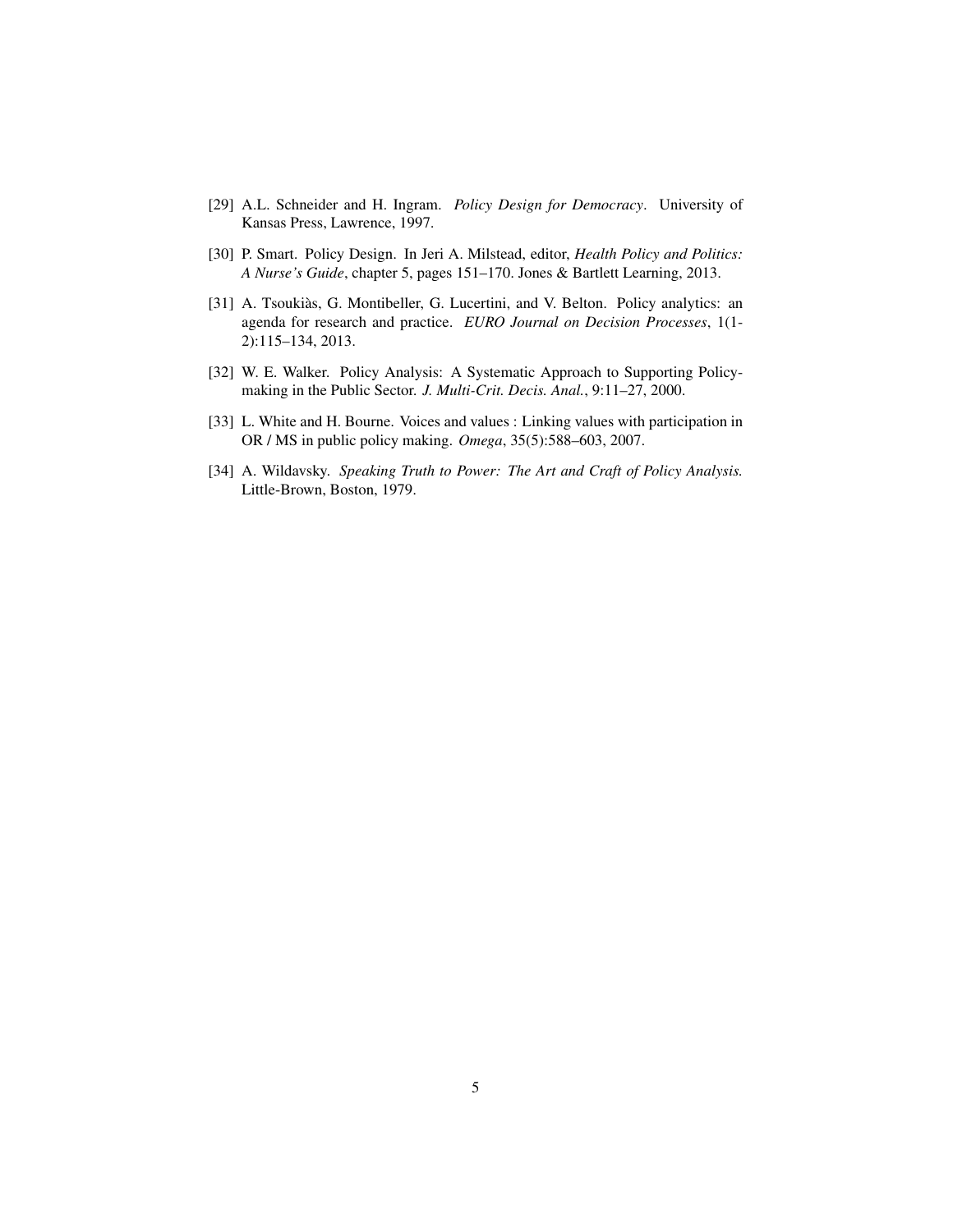[29] A.L. Schneider and H. Ingram. *Policy Design for Democracy*. University of Kansas Press, Lawrence, 1997.

[30] P. Smart. Policy Design. In Jeri A. Milstead, editor, *Health Policy and Politics: A Nurse's Guide*, chapter 5, pages 151–170. Jones & Bartlett Learning, 2013.

[31] A. Tsoukiàs, G. Montibeller, G. Lucertini, and V. Belton. Policy analytics: an agenda for research and practice. *EURO Journal on Decision Processes*, 1(1-2):115–134, 2013.

[32] W. E. Walker. Policy Analysis: A Systematic Approach to Supporting Policy-making in the Public Sector. *J. Multi-Crit. Decis. Anal.*, 9:11–27, 2000.

[33] L. White and H. Bourne. Voices and values : Linking values with participation in OR / MS in public policy making. *Omega*, 35(5):588–603, 2007.

[34] A. Wildavsky. *Speaking Truth to Power: The Art and Craft of Policy Analysis.* Little-Brown, Boston, 1979.